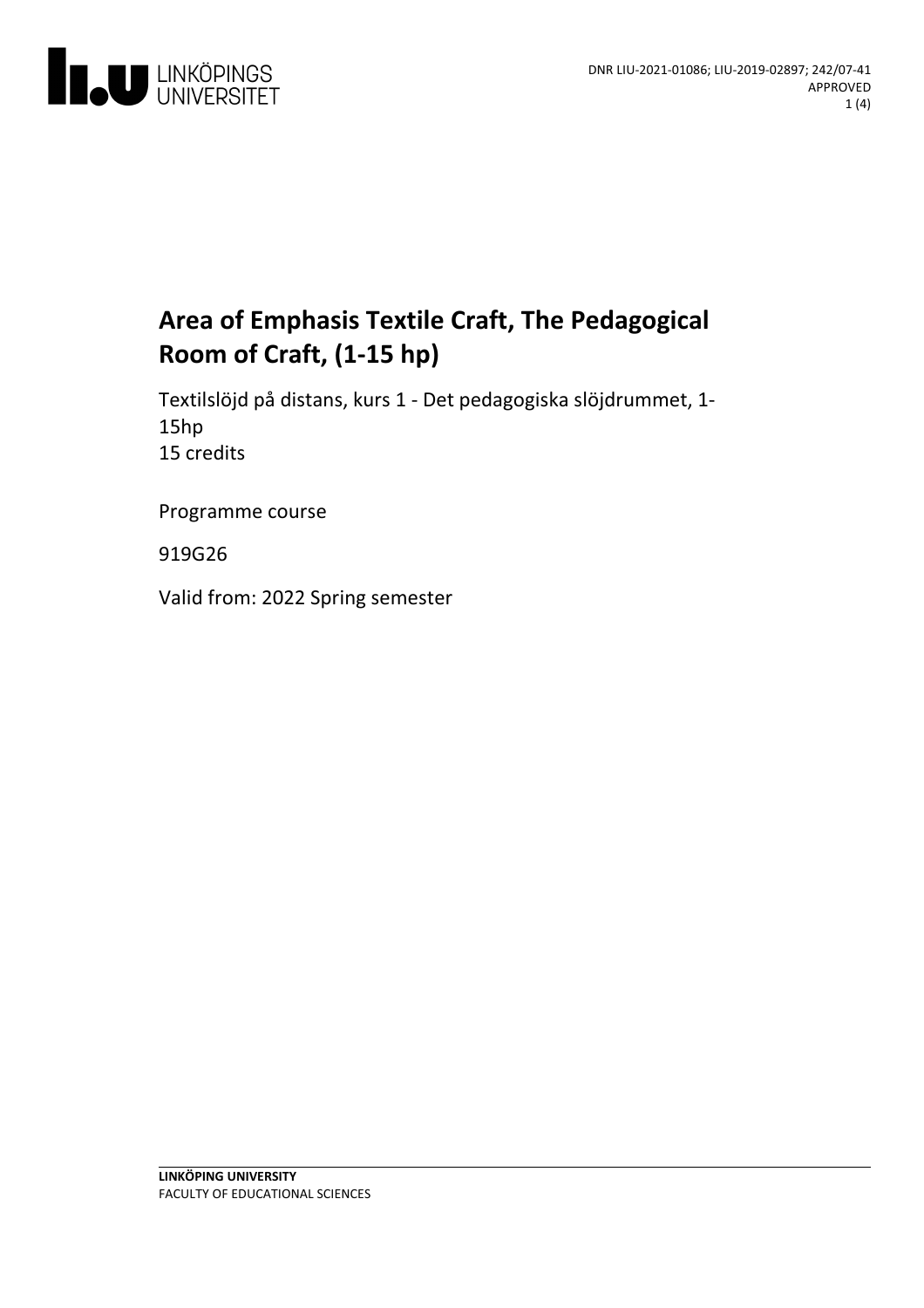DNR LIU-2021-01086; LIU-2019-02897; 242/07-41
APPROVED

# Area of Emphasis Textile Craft, The Pedagogical Room of Craft, (1-15 hp)

Textilslöjd på distans, kurs 1 - Det pedagogiska slöjdrummet, 1-15hp
15 credits

Programme course

919G26

Valid from: 2022 Spring semester

**LINKÖPING UNIVERSITY**
FACULTY OF EDUCATIONAL SCIENCES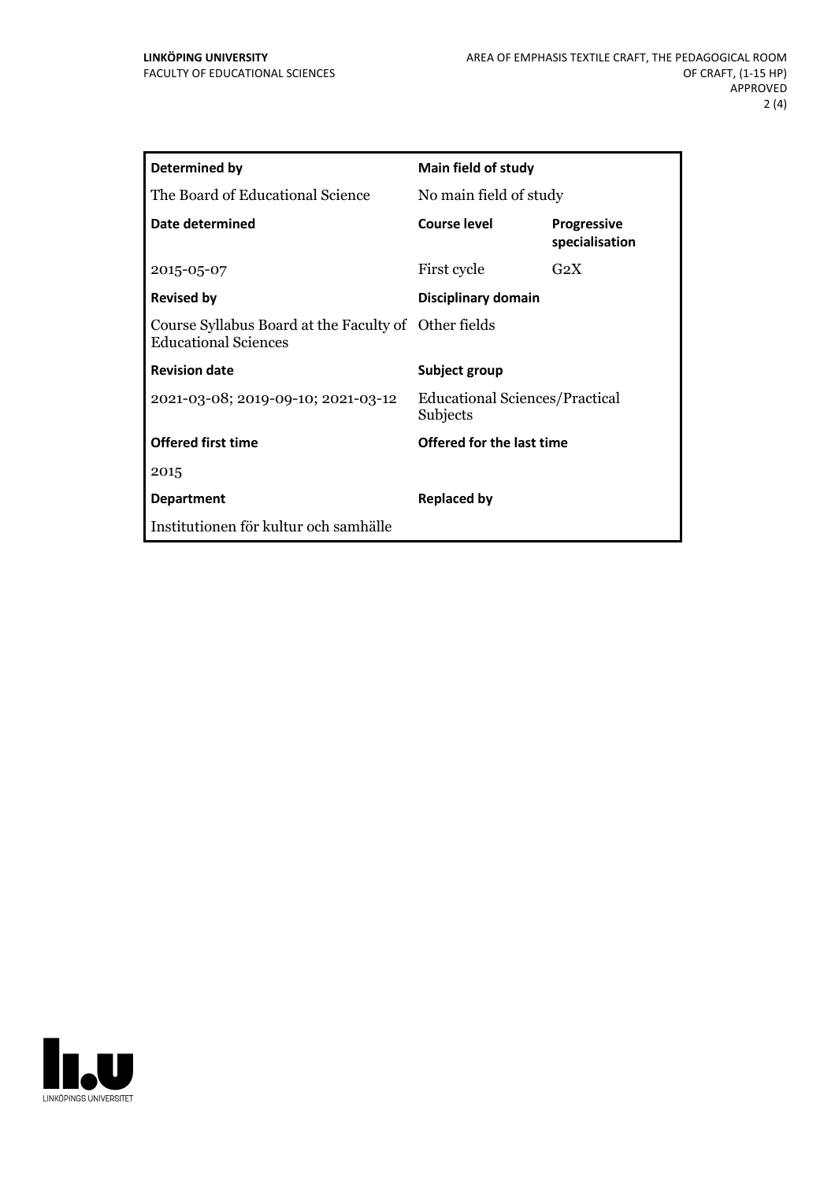| Determined by | Main field of study | |
|---|---|---|
| The Board of Educational Science | No main field of study | |
| **Date determined** | **Course level** | **Progressive specialisation** |
| 2015-05-07 | First cycle | G2X |
| **Revised by** | **Disciplinary domain** | |
| Course Syllabus Board at the Faculty of Educational Sciences | Other fields | |
| **Revision date** | **Subject group** | |
| 2021-03-08; 2019-09-10; 2021-03-12 | Educational Sciences/Practical Subjects | |
| **Offered first time** | **Offered for the last time** | |
| 2015 | | |
| **Department** | **Replaced by** | |
| Institutionen för kultur och samhälle | | |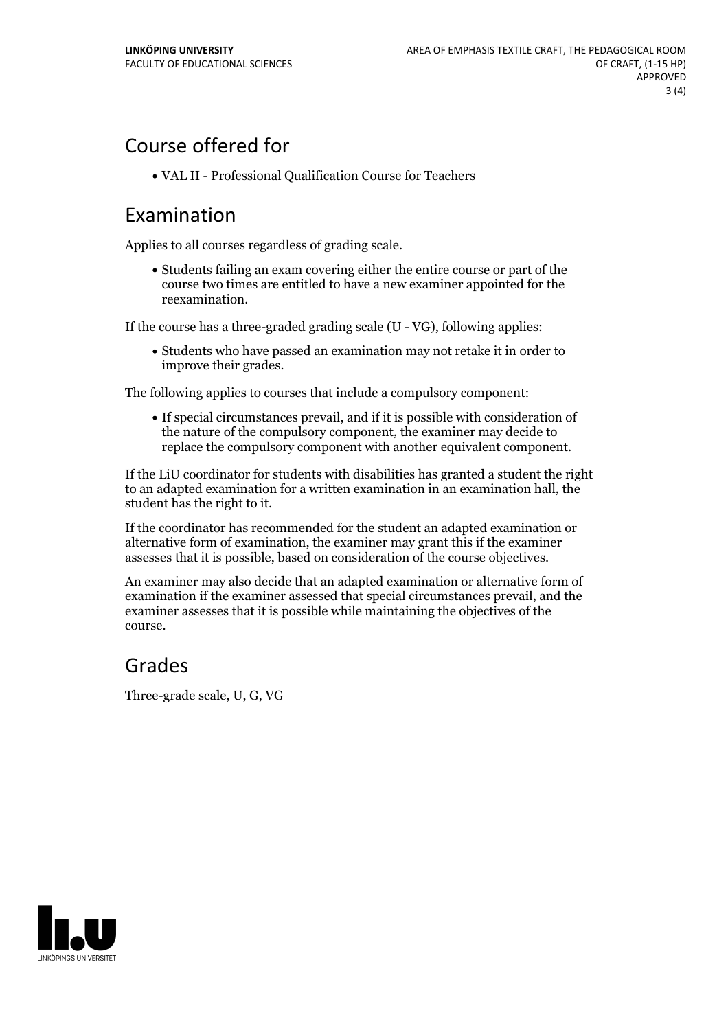## Course offered for

- VAL II - Professional Qualification Course for Teachers

## Examination

Applies to all courses regardless of grading scale.

- Students failing an exam covering either the entire course or part of the course two times are entitled to have a new examiner appointed for the reexamination.

If the course has a three-graded grading scale (U - VG), following applies:

- Students who have passed an examination may not retake it in order to improve their grades.

The following applies to courses that include a compulsory component:

- If special circumstances prevail, and if it is possible with consideration of the nature of the compulsory component, the examiner may decide to replace the compulsory component with another equivalent component.

If the LiU coordinator for students with disabilities has granted a student the right to an adapted examination for a written examination in an examination hall, the student has the right to it.

If the coordinator has recommended for the student an adapted examination or alternative form of examination, the examiner may grant this if the examiner assesses that it is possible, based on consideration of the course objectives.

An examiner may also decide that an adapted examination or alternative form of examination if the examiner assessed that special circumstances prevail, and the examiner assesses that it is possible while maintaining the objectives of the course.

## Grades

Three-grade scale, U, G, VG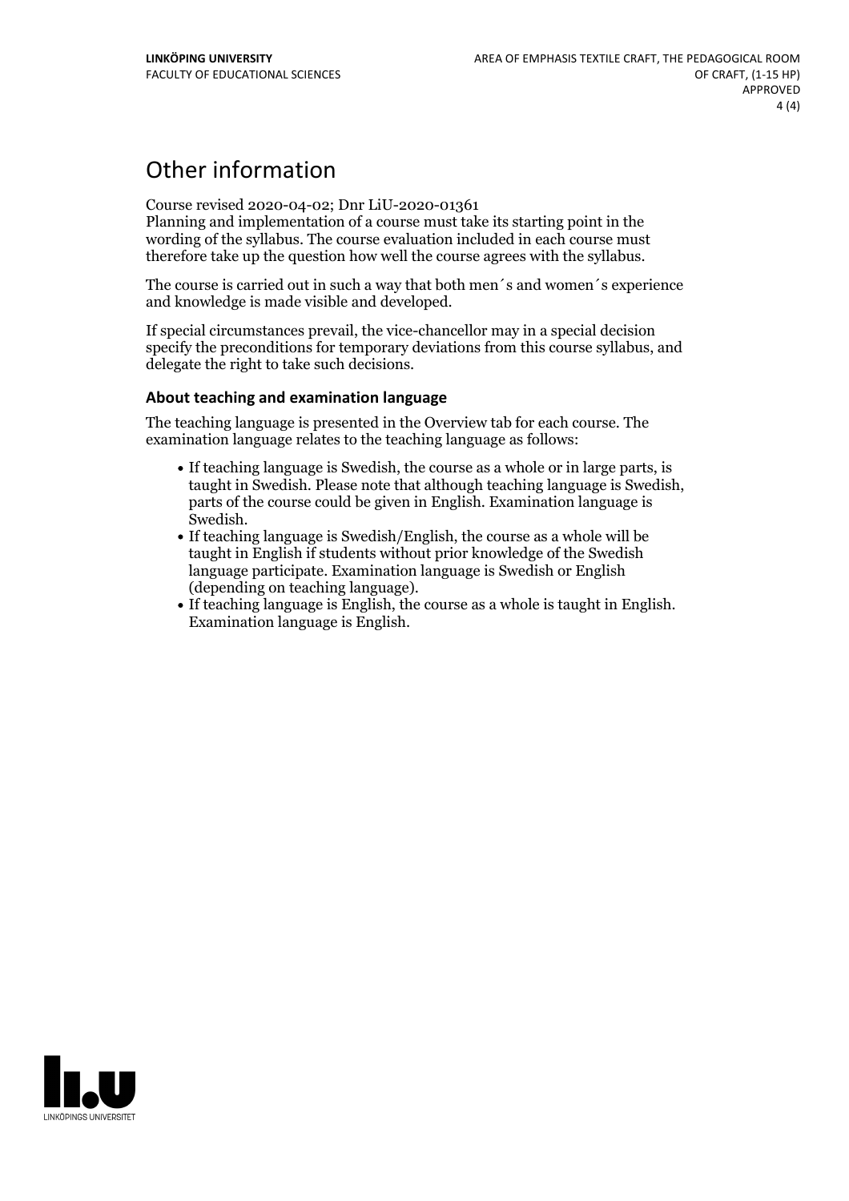# Other information

Course revised 2020-04-02; Dnr LiU-2020-01361

Planning and implementation of a course must take its starting point in the wording of the syllabus. The course evaluation included in each course must therefore take up the question how well the course agrees with the syllabus.

The course is carried out in such a way that both men´s and women´s experience and knowledge is made visible and developed.

If special circumstances prevail, the vice-chancellor may in a special decision specify the preconditions for temporary deviations from this course syllabus, and delegate the right to take such decisions.

### About teaching and examination language

The teaching language is presented in the Overview tab for each course. The examination language relates to the teaching language as follows:

- If teaching language is Swedish, the course as a whole or in large parts, is taught in Swedish. Please note that although teaching language is Swedish, parts of the course could be given in English. Examination language is Swedish.
- If teaching language is Swedish/English, the course as a whole will be taught in English if students without prior knowledge of the Swedish language participate. Examination language is Swedish or English (depending on teaching language).
- If teaching language is English, the course as a whole is taught in English. Examination language is English.